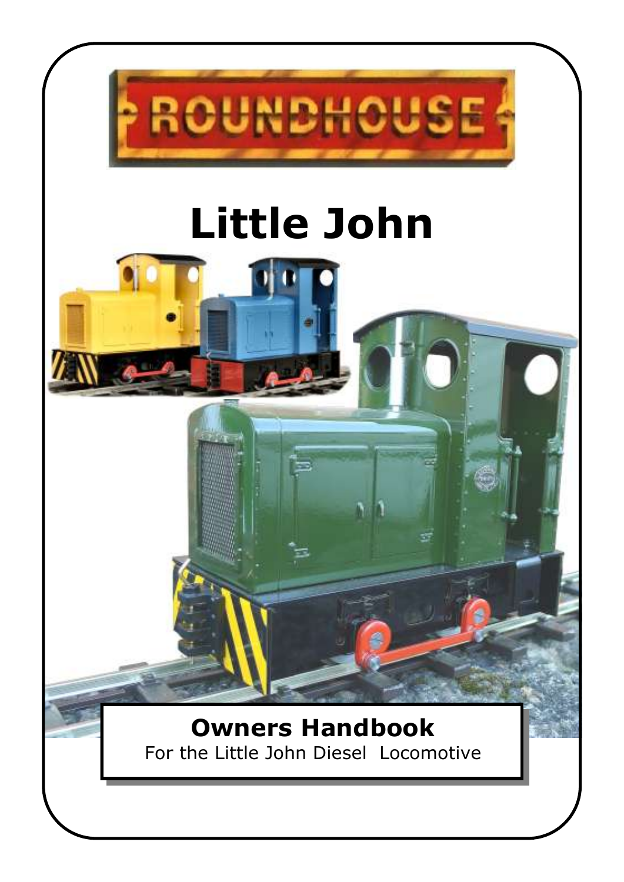ROUNDHOUSE

# Little John

## Owners Handbook

For the Little John Diesel Locomotive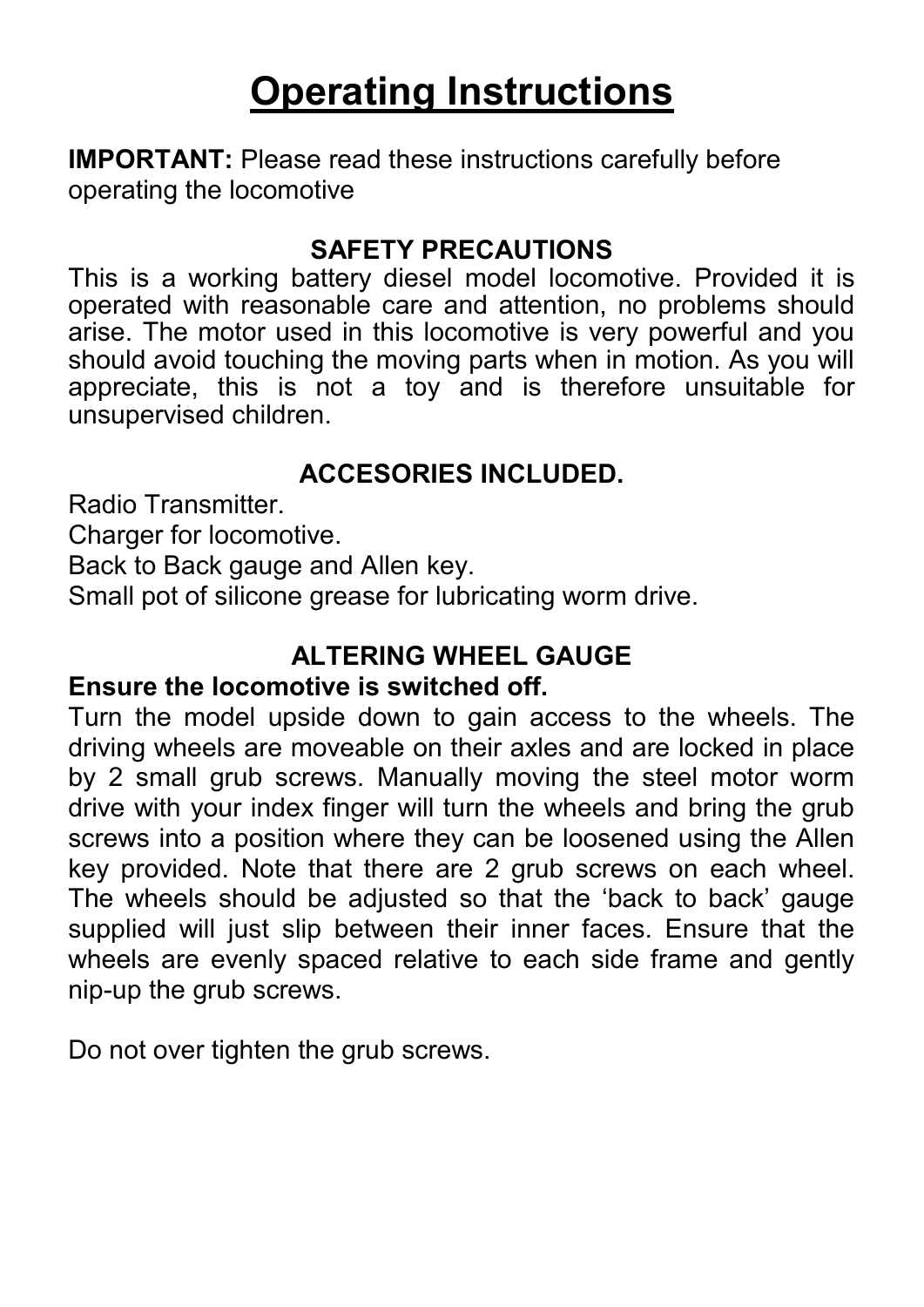# Operating Instructions

**IMPORTANT:** Please read these instructions carefully before operating the locomotive

## SAFETY PRECAUTIONS

This is a working battery diesel model locomotive. Provided it is operated with reasonable care and attention, no problems should arise. The motor used in this locomotive is very powerful and you should avoid touching the moving parts when in motion. As you will appreciate, this is not a toy and is therefore unsuitable for unsupervised children.

## ACCESORIES INCLUDED.

Radio Transmitter.
Charger for locomotive.
Back to Back gauge and Allen key.
Small pot of silicone grease for lubricating worm drive.

## ALTERING WHEEL GAUGE

**Ensure the locomotive is switched off.**

Turn the model upside down to gain access to the wheels. The driving wheels are moveable on their axles and are locked in place by 2 small grub screws. Manually moving the steel motor worm drive with your index finger will turn the wheels and bring the grub screws into a position where they can be loosened using the Allen key provided. Note that there are 2 grub screws on each wheel. The wheels should be adjusted so that the 'back to back' gauge supplied will just slip between their inner faces. Ensure that the wheels are evenly spaced relative to each side frame and gently nip-up the grub screws.

Do not over tighten the grub screws.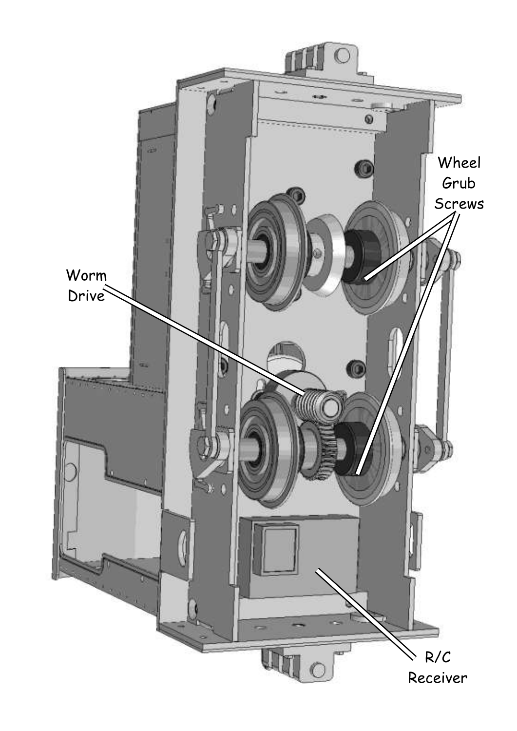Wheel Grub Screws

Worm Drive

R/C Receiver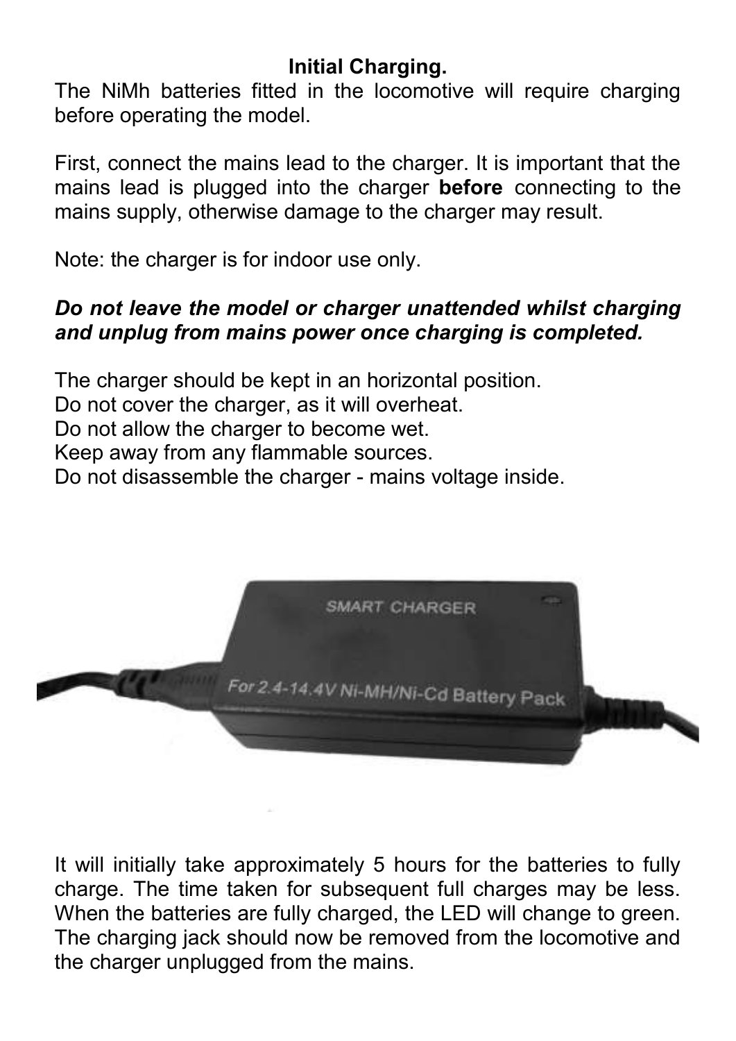**Initial Charging.**

The NiMh batteries fitted in the locomotive will require charging before operating the model.

First, connect the mains lead to the charger. It is important that the mains lead is plugged into the charger **before** connecting to the mains supply, otherwise damage to the charger may result.

Note: the charger is for indoor use only.

***Do not leave the model or charger unattended whilst charging and unplug from mains power once charging is completed.***

The charger should be kept in an horizontal position.
Do not cover the charger, as it will overheat.
Do not allow the charger to become wet.
Keep away from any flammable sources.
Do not disassemble the charger - mains voltage inside.

It will initially take approximately 5 hours for the batteries to fully charge. The time taken for subsequent full charges may be less. When the batteries are fully charged, the LED will change to green. The charging jack should now be removed from the locomotive and the charger unplugged from the mains.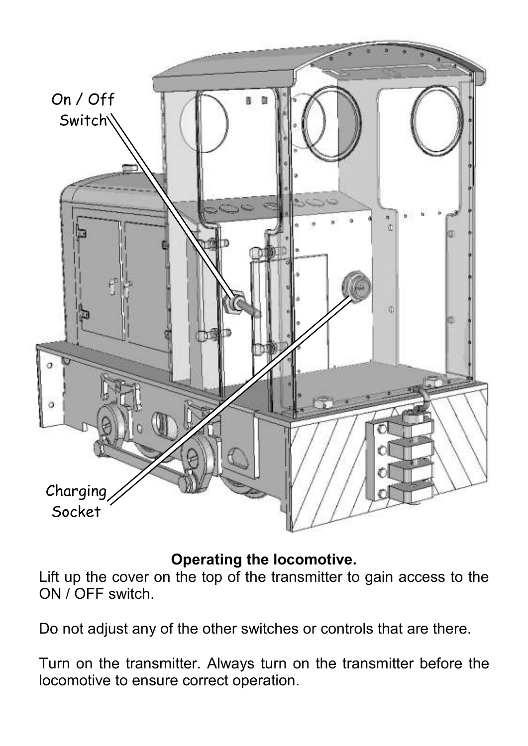**Operating the locomotive.**

Lift up the cover on the top of the transmitter to gain access to the ON / OFF switch.

Do not adjust any of the other switches or controls that are there.

Turn on the transmitter. Always turn on the transmitter before the locomotive to ensure correct operation.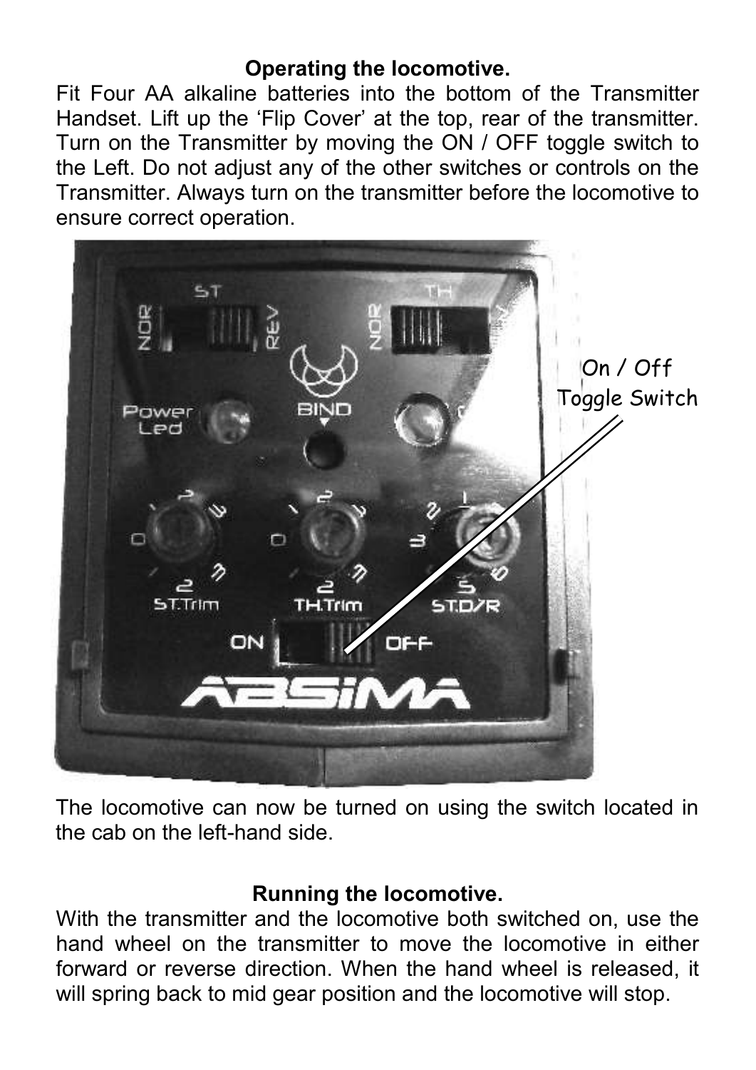### Operating the locomotive.

Fit Four AA alkaline batteries into the bottom of the Transmitter Handset. Lift up the 'Flip Cover' at the top, rear of the transmitter. Turn on the Transmitter by moving the ON / OFF toggle switch to the Left. Do not adjust any of the other switches or controls on the Transmitter. Always turn on the transmitter before the locomotive to ensure correct operation.

On / Off Toggle Switch

The locomotive can now be turned on using the switch located in the cab on the left-hand side.

### Running the locomotive.

With the transmitter and the locomotive both switched on, use the hand wheel on the transmitter to move the locomotive in either forward or reverse direction. When the hand wheel is released, it will spring back to mid gear position and the locomotive will stop.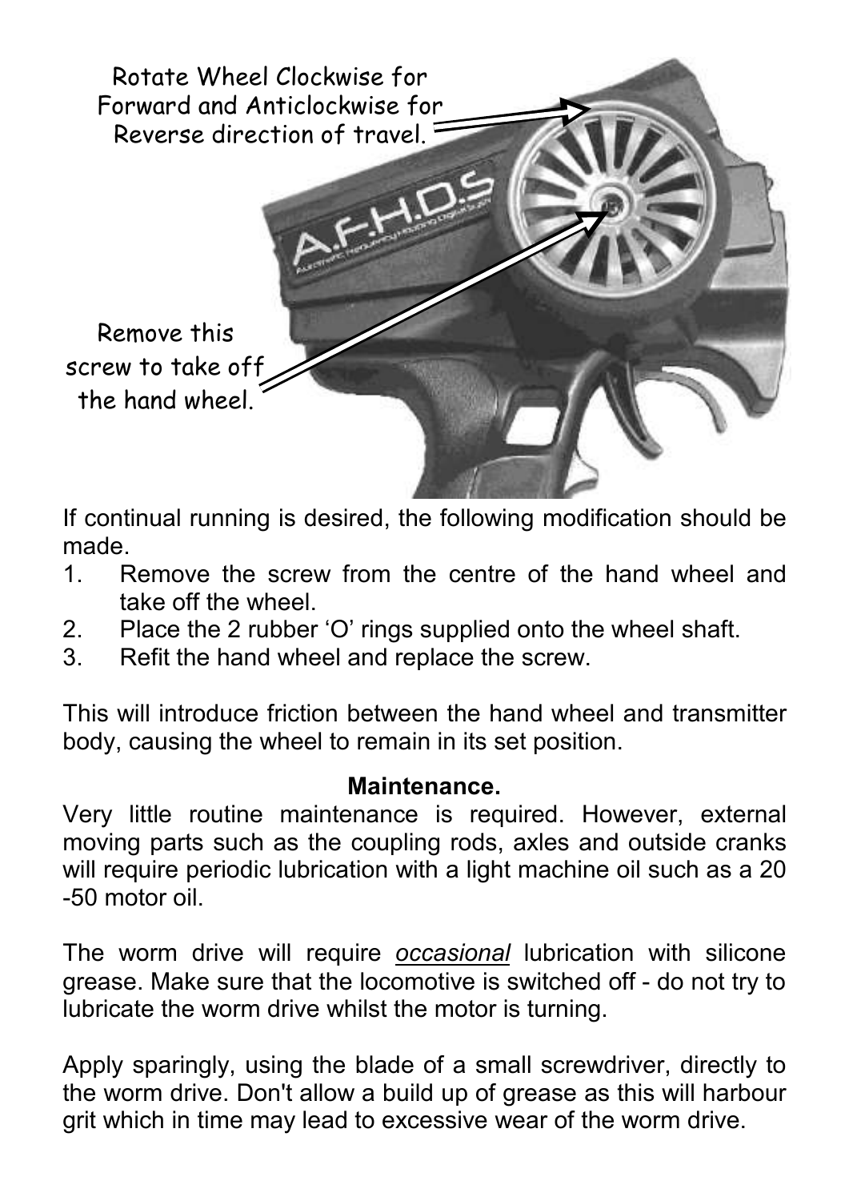Rotate Wheel Clockwise for Forward and Anticlockwise for Reverse direction of travel.

Remove this screw to take off the hand wheel.

If continual running is desired, the following modification should be made.

1. Remove the screw from the centre of the hand wheel and take off the wheel.
2. Place the 2 rubber 'O' rings supplied onto the wheel shaft.
3. Refit the hand wheel and replace the screw.

This will introduce friction between the hand wheel and transmitter body, causing the wheel to remain in its set position.

**Maintenance.**

Very little routine maintenance is required. However, external moving parts such as the coupling rods, axles and outside cranks will require periodic lubrication with a light machine oil such as a 20 -50 motor oil.

The worm drive will require *occasional* lubrication with silicone grease. Make sure that the locomotive is switched off - do not try to lubricate the worm drive whilst the motor is turning.

Apply sparingly, using the blade of a small screwdriver, directly to the worm drive. Don't allow a build up of grease as this will harbour grit which in time may lead to excessive wear of the worm drive.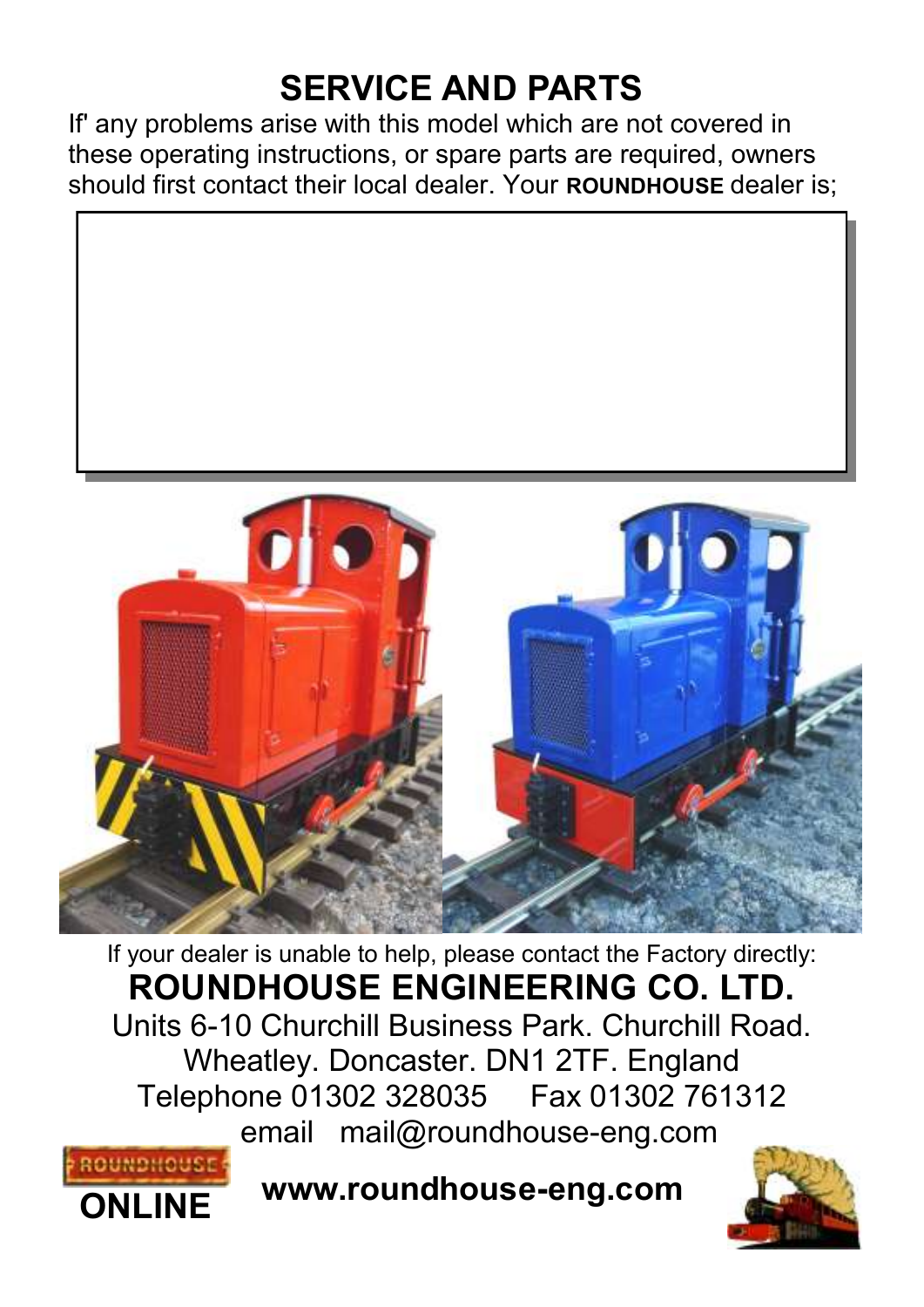# SERVICE AND PARTS

If' any problems arise with this model which are not covered in these operating instructions, or spare parts are required, owners should first contact their local dealer. Your **ROUNDHOUSE** dealer is;

If your dealer is unable to help, please contact the Factory directly:

**ROUNDHOUSE ENGINEERING CO. LTD.**

Units 6-10 Churchill Business Park. Churchill Road.
Wheatley. Doncaster. DN1 2TF. England
Telephone 01302 328035 Fax 01302 761312
email mail@roundhouse-eng.com

**ONLINE**

**www.roundhouse-eng.com**